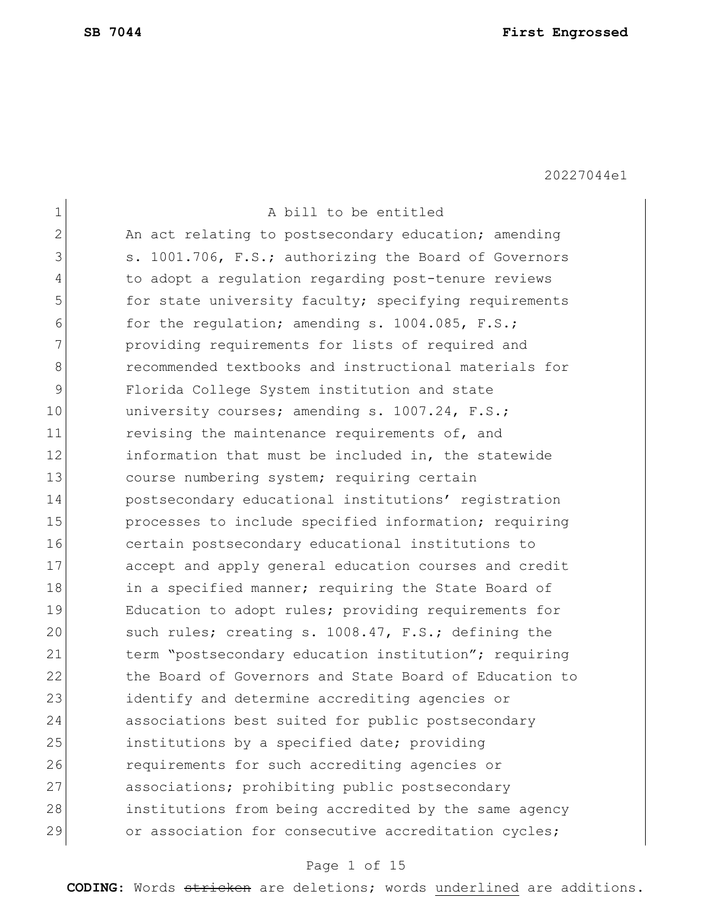SB 7044 **First Engrossed**

20227044e1

A bill to be entitled

An act relating to postsecondary education; amending s. 1001.706, F.S.; authorizing the Board of Governors to adopt a regulation regarding post-tenure reviews for state university faculty; specifying requirements for the regulation; amending s. 1004.085, F.S.; providing requirements for lists of required and recommended textbooks and instructional materials for Florida College System institution and state university courses; amending s. 1007.24, F.S.; revising the maintenance requirements of, and information that must be included in, the statewide course numbering system; requiring certain postsecondary educational institutions' registration processes to include specified information; requiring certain postsecondary educational institutions to accept and apply general education courses and credit in a specified manner; requiring the State Board of Education to adopt rules; providing requirements for such rules; creating s. 1008.47, F.S.; defining the term "postsecondary education institution"; requiring the Board of Governors and State Board of Education to identify and determine accrediting agencies or associations best suited for public postsecondary institutions by a specified date; providing requirements for such accrediting agencies or associations; prohibiting public postsecondary institutions from being accredited by the same agency or association for consecutive accreditation cycles;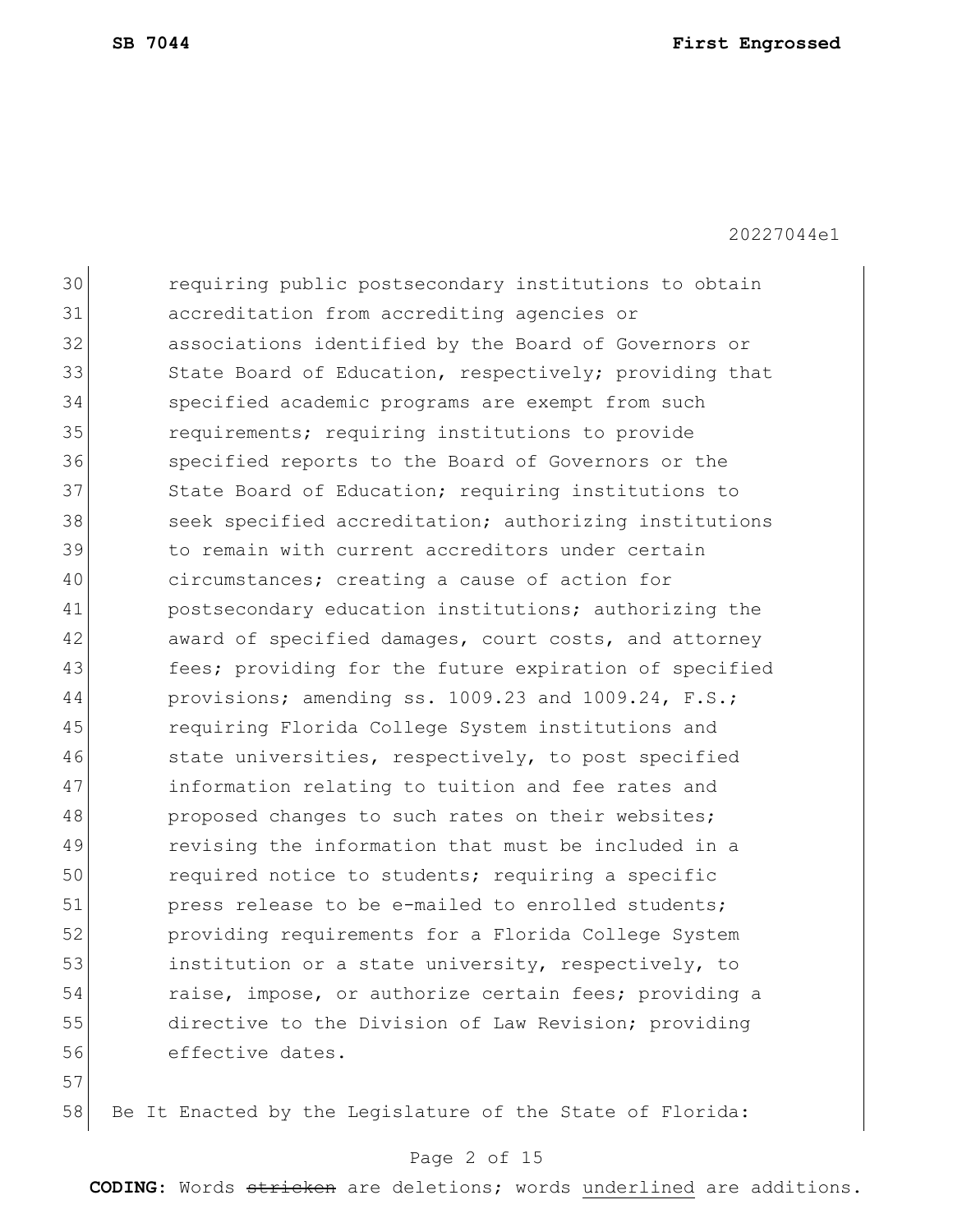requiring public postsecondary institutions to obtain accreditation from accrediting agencies or associations identified by the Board of Governors or State Board of Education, respectively; providing that specified academic programs are exempt from such requirements; requiring institutions to provide specified reports to the Board of Governors or the State Board of Education; requiring institutions to seek specified accreditation; authorizing institutions to remain with current accreditors under certain circumstances; creating a cause of action for postsecondary education institutions; authorizing the award of specified damages, court costs, and attorney fees; providing for the future expiration of specified provisions; amending ss. 1009.23 and 1009.24, F.S.; requiring Florida College System institutions and state universities, respectively, to post specified information relating to tuition and fee rates and proposed changes to such rates on their websites; revising the information that must be included in a required notice to students; requiring a specific press release to be e-mailed to enrolled students; providing requirements for a Florida College System institution or a state university, respectively, to raise, impose, or authorize certain fees; providing a directive to the Division of Law Revision; providing effective dates.

Be It Enacted by the Legislature of the State of Florida: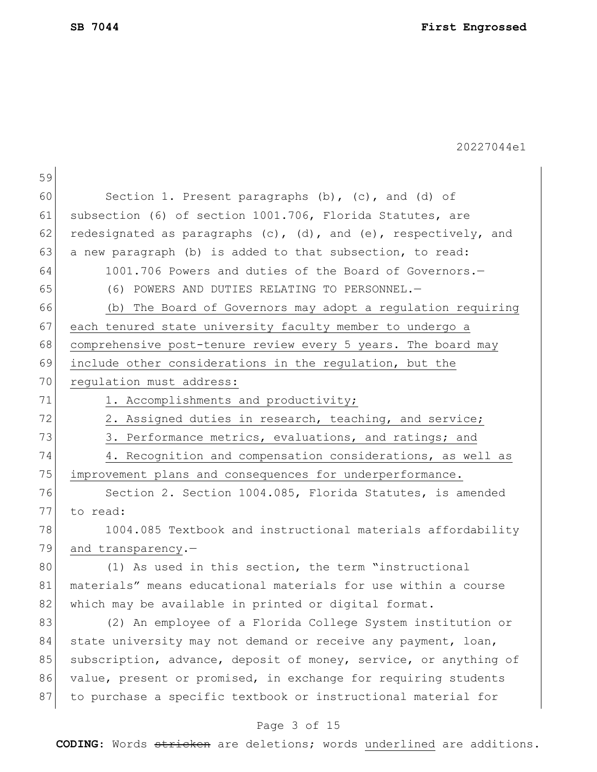Section 1. Present paragraphs (b), (c), and (d) of subsection (6) of section 1001.706, Florida Statutes, are redesignated as paragraphs (c), (d), and (e), respectively, and a new paragraph (b) is added to that subsection, to read:

1001.706 Powers and duties of the Board of Governors.—

(6) POWERS AND DUTIES RELATING TO PERSONNEL.—

<u>(b) The Board of Governors may adopt a regulation requiring each tenured state university faculty member to undergo a comprehensive post-tenure review every 5 years. The board may include other considerations in the regulation, but the regulation must address:</u>

<u>1. Accomplishments and productivity;</u>

<u>2. Assigned duties in research, teaching, and service;</u>

<u>3. Performance metrics, evaluations, and ratings; and</u>

<u>4. Recognition and compensation considerations, as well as improvement plans and consequences for underperformance.</u>

Section 2. Section 1004.085, Florida Statutes, is amended to read:

1004.085 Textbook and instructional materials affordability <u>and transparency</u>.—

(1) As used in this section, the term "instructional materials" means educational materials for use within a course which may be available in printed or digital format.

(2) An employee of a Florida College System institution or state university may not demand or receive any payment, loan, subscription, advance, deposit of money, service, or anything of value, present or promised, in exchange for requiring students to purchase a specific textbook or instructional material for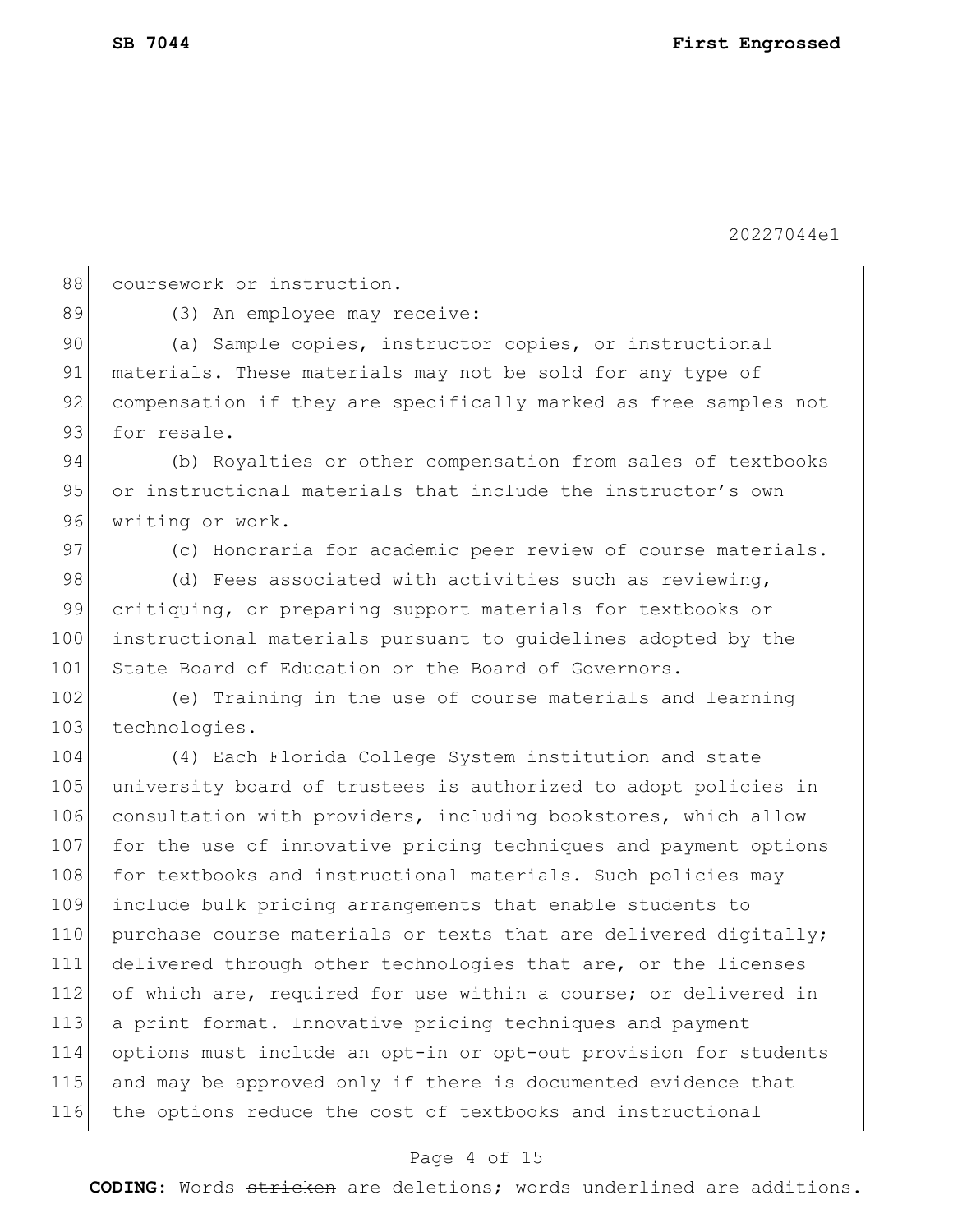coursework or instruction.

(3) An employee may receive:

(a) Sample copies, instructor copies, or instructional materials. These materials may not be sold for any type of compensation if they are specifically marked as free samples not for resale.

(b) Royalties or other compensation from sales of textbooks or instructional materials that include the instructor's own writing or work.

(c) Honoraria for academic peer review of course materials.

(d) Fees associated with activities such as reviewing, critiquing, or preparing support materials for textbooks or instructional materials pursuant to guidelines adopted by the State Board of Education or the Board of Governors.

(e) Training in the use of course materials and learning technologies.

(4) Each Florida College System institution and state university board of trustees is authorized to adopt policies in consultation with providers, including bookstores, which allow for the use of innovative pricing techniques and payment options for textbooks and instructional materials. Such policies may include bulk pricing arrangements that enable students to purchase course materials or texts that are delivered digitally; delivered through other technologies that are, or the licenses of which are, required for use within a course; or delivered in a print format. Innovative pricing techniques and payment options must include an opt-in or opt-out provision for students and may be approved only if there is documented evidence that the options reduce the cost of textbooks and instructional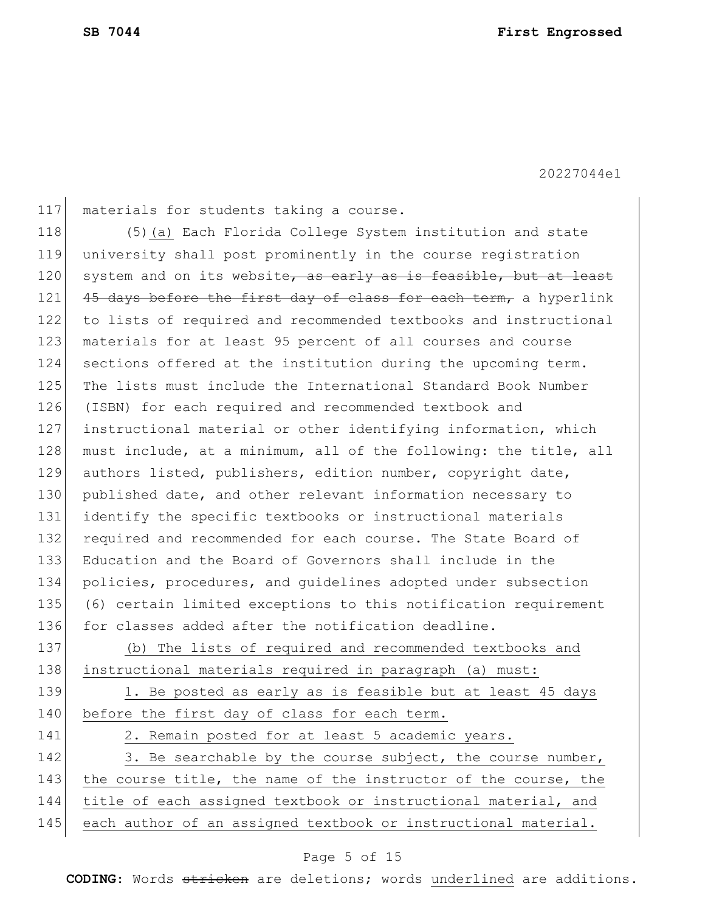materials for students taking a course.

(5)(a) Each Florida College System institution and state university shall post prominently in the course registration system and on its website~~, as early as is feasible, but at least 45 days before the first day of class for each term,~~ a hyperlink to lists of required and recommended textbooks and instructional materials for at least 95 percent of all courses and course sections offered at the institution during the upcoming term. The lists must include the International Standard Book Number (ISBN) for each required and recommended textbook and instructional material or other identifying information, which must include, at a minimum, all of the following: the title, all authors listed, publishers, edition number, copyright date, published date, and other relevant information necessary to identify the specific textbooks or instructional materials required and recommended for each course. The State Board of Education and the Board of Governors shall include in the policies, procedures, and guidelines adopted under subsection (6) certain limited exceptions to this notification requirement for classes added after the notification deadline.

<u>(b) The lists of required and recommended textbooks and instructional materials required in paragraph (a) must:</u>

<u>1. Be posted as early as is feasible but at least 45 days before the first day of class for each term.</u>

<u>2. Remain posted for at least 5 academic years.</u>

<u>3. Be searchable by the course subject, the course number, the course title, the name of the instructor of the course, the title of each assigned textbook or instructional material, and each author of an assigned textbook or instructional material.</u>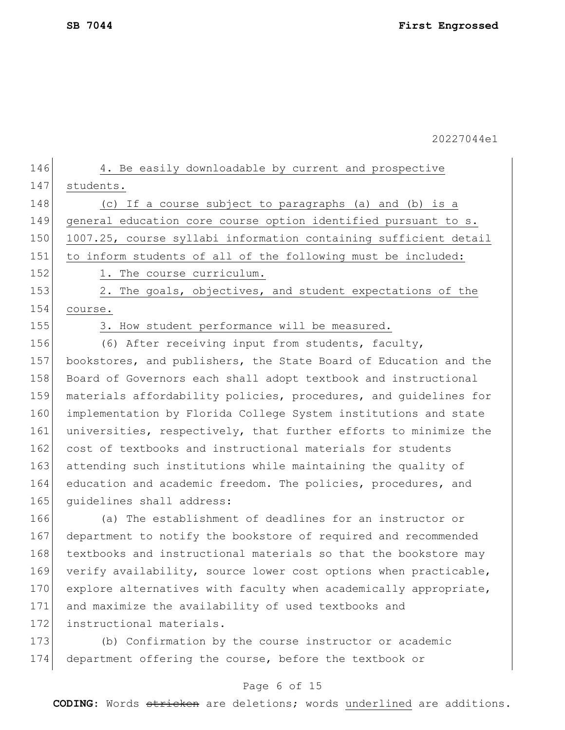4. Be easily downloadable by current and prospective students.

(c) If a course subject to paragraphs (a) and (b) is a general education core course option identified pursuant to s. 1007.25, course syllabi information containing sufficient detail to inform students of all of the following must be included:

1. The course curriculum.

2. The goals, objectives, and student expectations of the course.

3. How student performance will be measured.

(6) After receiving input from students, faculty, bookstores, and publishers, the State Board of Education and the Board of Governors each shall adopt textbook and instructional materials affordability policies, procedures, and guidelines for implementation by Florida College System institutions and state universities, respectively, that further efforts to minimize the cost of textbooks and instructional materials for students attending such institutions while maintaining the quality of education and academic freedom. The policies, procedures, and guidelines shall address:

(a) The establishment of deadlines for an instructor or department to notify the bookstore of required and recommended textbooks and instructional materials so that the bookstore may verify availability, source lower cost options when practicable, explore alternatives with faculty when academically appropriate, and maximize the availability of used textbooks and instructional materials.

(b) Confirmation by the course instructor or academic department offering the course, before the textbook or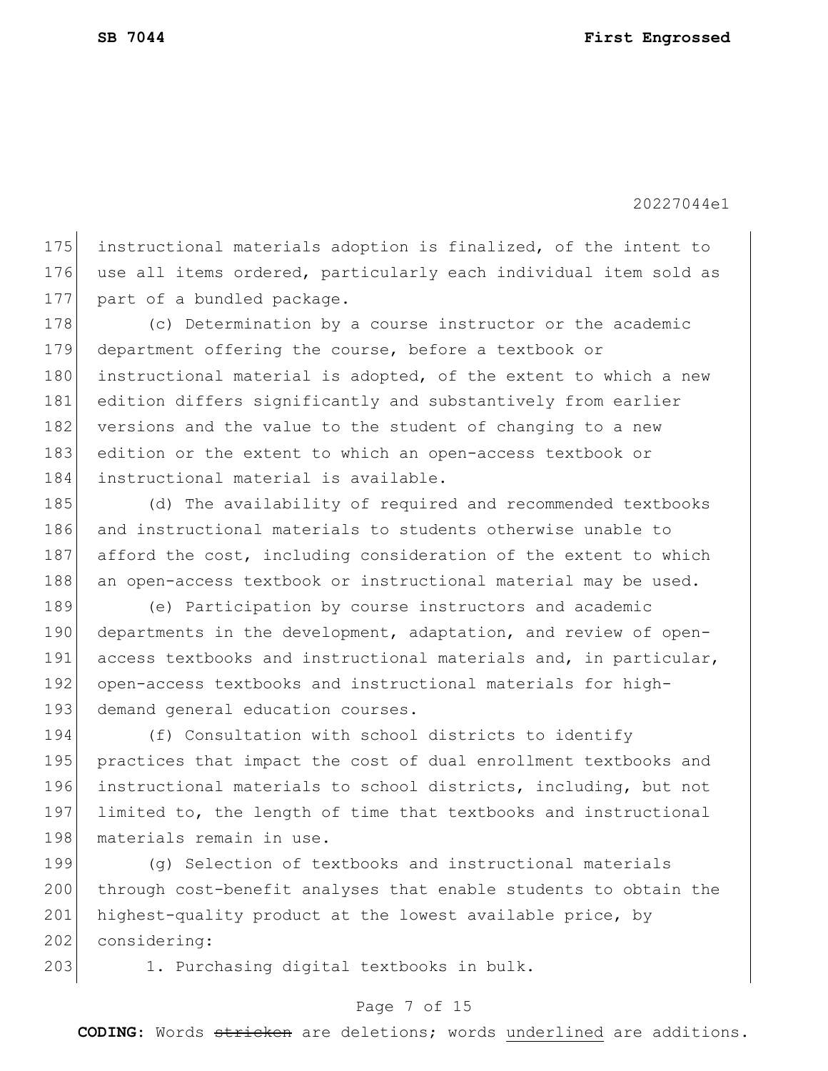instructional materials adoption is finalized, of the intent to use all items ordered, particularly each individual item sold as part of a bundled package.

(c) Determination by a course instructor or the academic department offering the course, before a textbook or instructional material is adopted, of the extent to which a new edition differs significantly and substantively from earlier versions and the value to the student of changing to a new edition or the extent to which an open-access textbook or instructional material is available.

(d) The availability of required and recommended textbooks and instructional materials to students otherwise unable to afford the cost, including consideration of the extent to which an open-access textbook or instructional material may be used.

(e) Participation by course instructors and academic departments in the development, adaptation, and review of open-access textbooks and instructional materials and, in particular, open-access textbooks and instructional materials for high-demand general education courses.

(f) Consultation with school districts to identify practices that impact the cost of dual enrollment textbooks and instructional materials to school districts, including, but not limited to, the length of time that textbooks and instructional materials remain in use.

(g) Selection of textbooks and instructional materials through cost-benefit analyses that enable students to obtain the highest-quality product at the lowest available price, by considering:

1. Purchasing digital textbooks in bulk.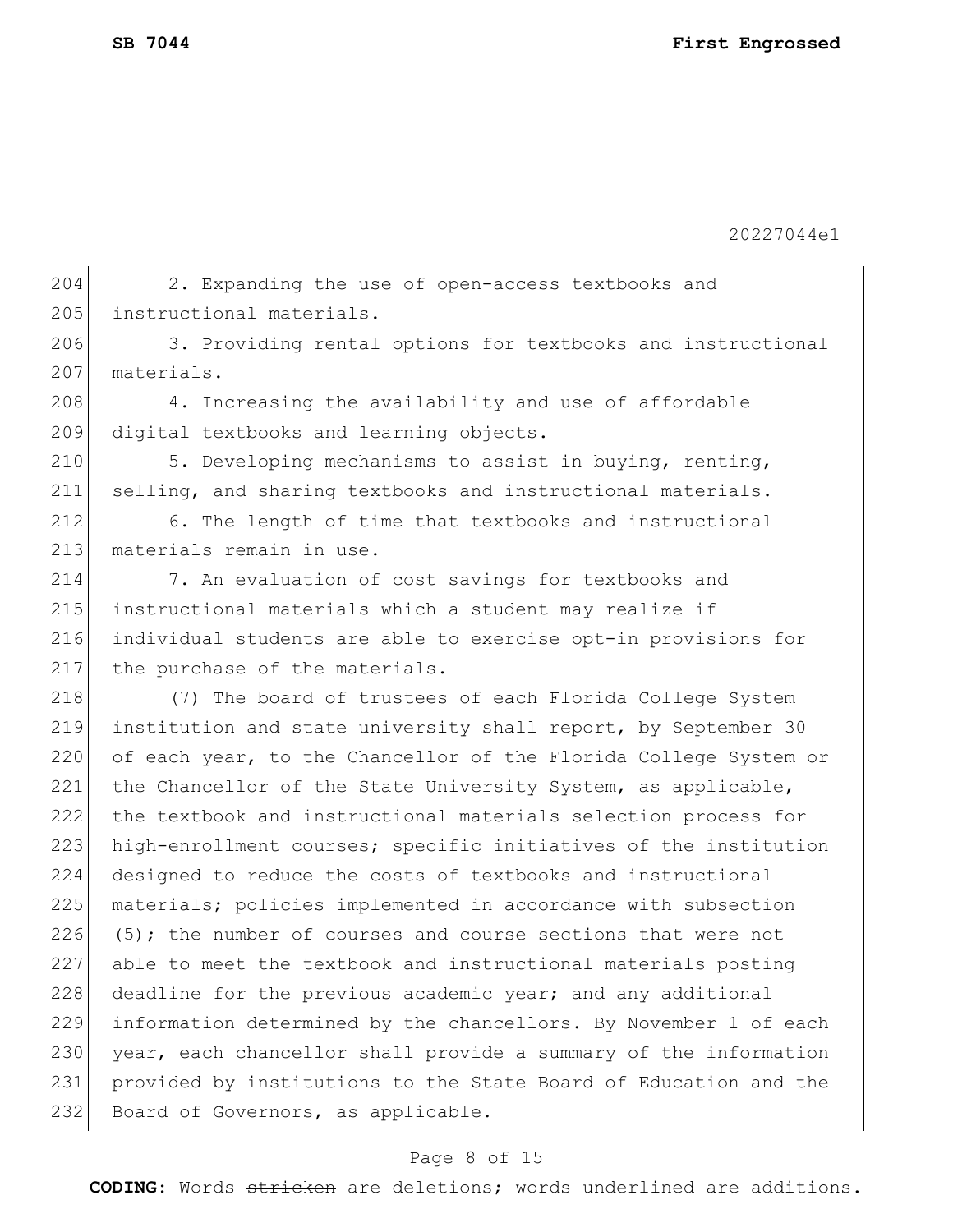2. Expanding the use of open-access textbooks and instructional materials.

3. Providing rental options for textbooks and instructional materials.

4. Increasing the availability and use of affordable digital textbooks and learning objects.

5. Developing mechanisms to assist in buying, renting, selling, and sharing textbooks and instructional materials.

6. The length of time that textbooks and instructional materials remain in use.

7. An evaluation of cost savings for textbooks and instructional materials which a student may realize if individual students are able to exercise opt-in provisions for the purchase of the materials.

(7) The board of trustees of each Florida College System institution and state university shall report, by September 30 of each year, to the Chancellor of the Florida College System or the Chancellor of the State University System, as applicable, the textbook and instructional materials selection process for high-enrollment courses; specific initiatives of the institution designed to reduce the costs of textbooks and instructional materials; policies implemented in accordance with subsection (5); the number of courses and course sections that were not able to meet the textbook and instructional materials posting deadline for the previous academic year; and any additional information determined by the chancellors. By November 1 of each year, each chancellor shall provide a summary of the information provided by institutions to the State Board of Education and the Board of Governors, as applicable.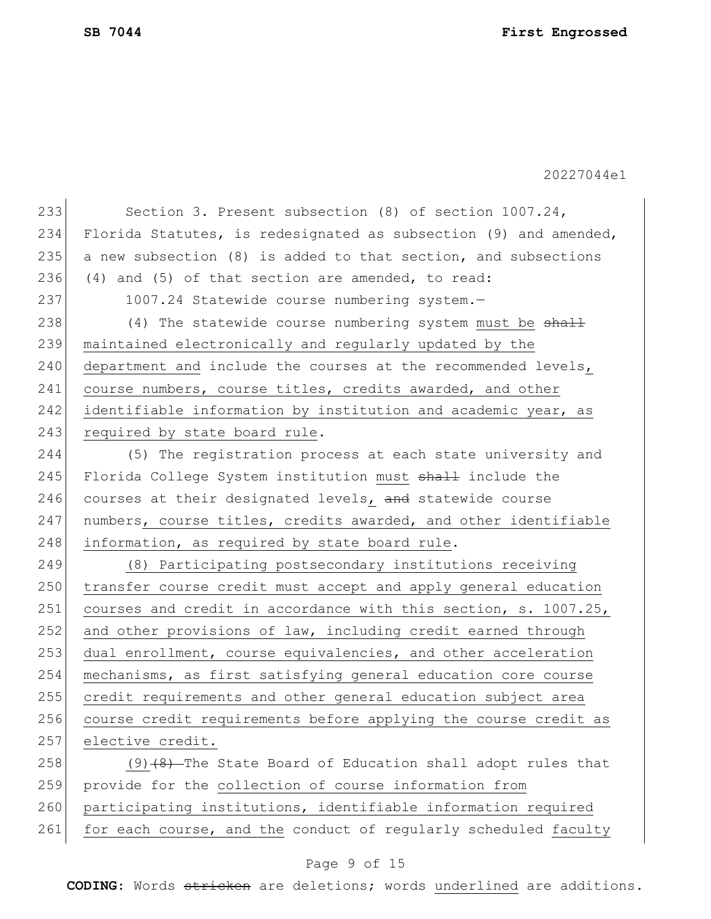Section 3. Present subsection (8) of section 1007.24, Florida Statutes, is redesignated as subsection (9) and amended, a new subsection (8) is added to that section, and subsections (4) and (5) of that section are amended, to read:

1007.24 Statewide course numbering system.—

(4) The statewide course numbering system <u>must be</u> ~~shall~~ maintained electronically and regularly updated by the department and include the courses at the recommended levels<u>, course numbers, course titles, credits awarded, and other identifiable information by institution and academic year, as required by state board rule</u>.

(5) The registration process at each state university and Florida College System institution <u>must</u> ~~shall~~ include the courses at their designated levels<u>,</u> ~~and~~ statewide course numbers<u>, course titles, credits awarded, and other identifiable information, as required by state board rule</u>.

<u>(8) Participating postsecondary institutions receiving transfer course credit must accept and apply general education courses and credit in accordance with this section, s. 1007.25, and other provisions of law, including credit earned through dual enrollment, course equivalencies, and other acceleration mechanisms, as first satisfying general education core course credit requirements and other general education subject area course credit requirements before applying the course credit as elective credit.</u>

<u>(9)</u>~~(8)~~ The State Board of Education shall adopt rules that provide for the <u>collection of course information from participating institutions, identifiable information required for each course, and the</u> conduct of regularly scheduled <u>faculty</u>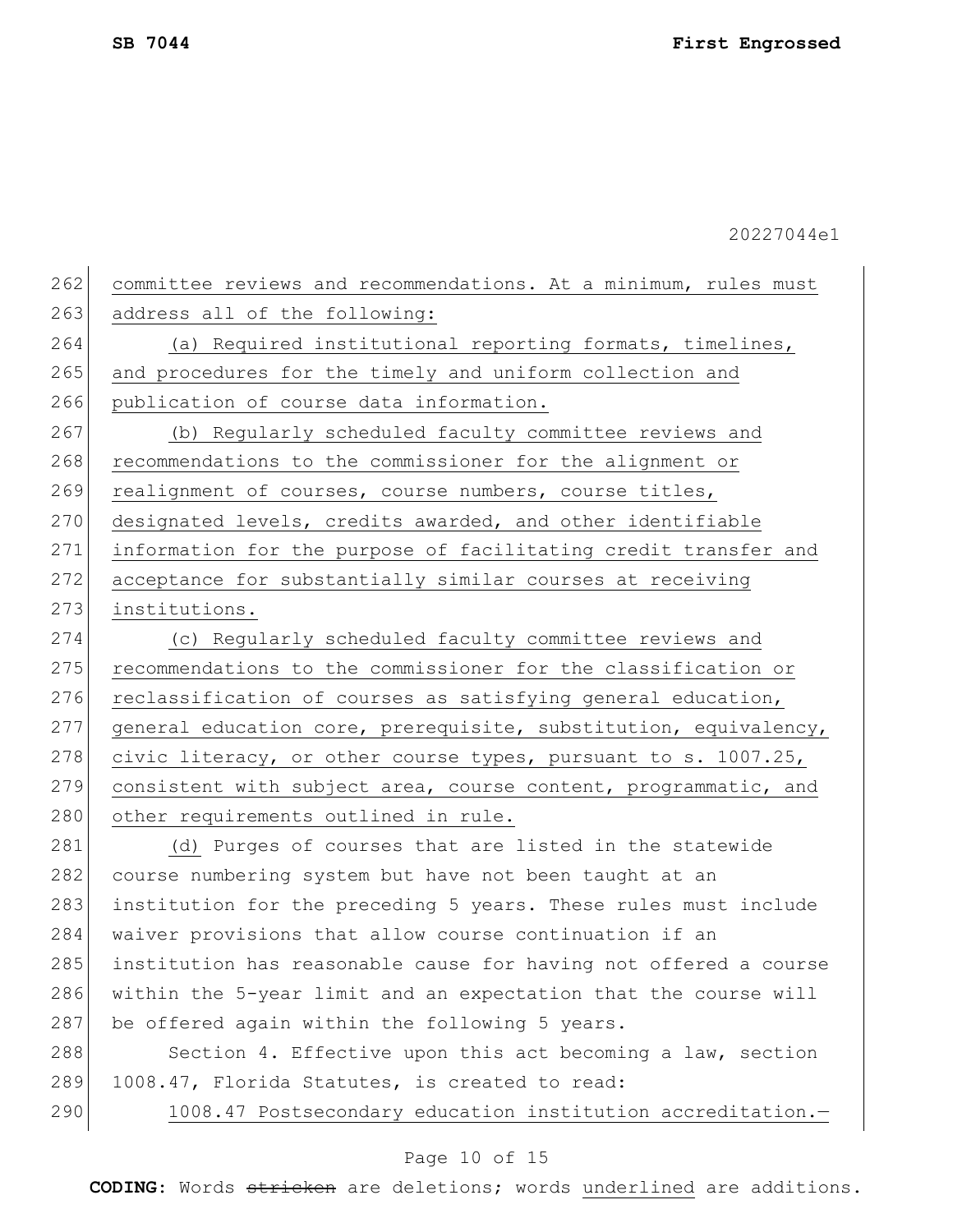committee reviews and recommendations. At a minimum, rules must address all of the following:

(a) Required institutional reporting formats, timelines, and procedures for the timely and uniform collection and publication of course data information.

(b) Regularly scheduled faculty committee reviews and recommendations to the commissioner for the alignment or realignment of courses, course numbers, course titles, designated levels, credits awarded, and other identifiable information for the purpose of facilitating credit transfer and acceptance for substantially similar courses at receiving institutions.

(c) Regularly scheduled faculty committee reviews and recommendations to the commissioner for the classification or reclassification of courses as satisfying general education, general education core, prerequisite, substitution, equivalency, civic literacy, or other course types, pursuant to s. 1007.25, consistent with subject area, course content, programmatic, and other requirements outlined in rule.

(d) Purges of courses that are listed in the statewide course numbering system but have not been taught at an institution for the preceding 5 years. These rules must include waiver provisions that allow course continuation if an institution has reasonable cause for having not offered a course within the 5-year limit and an expectation that the course will be offered again within the following 5 years.

Section 4. Effective upon this act becoming a law, section 1008.47, Florida Statutes, is created to read:

1008.47 Postsecondary education institution accreditation.—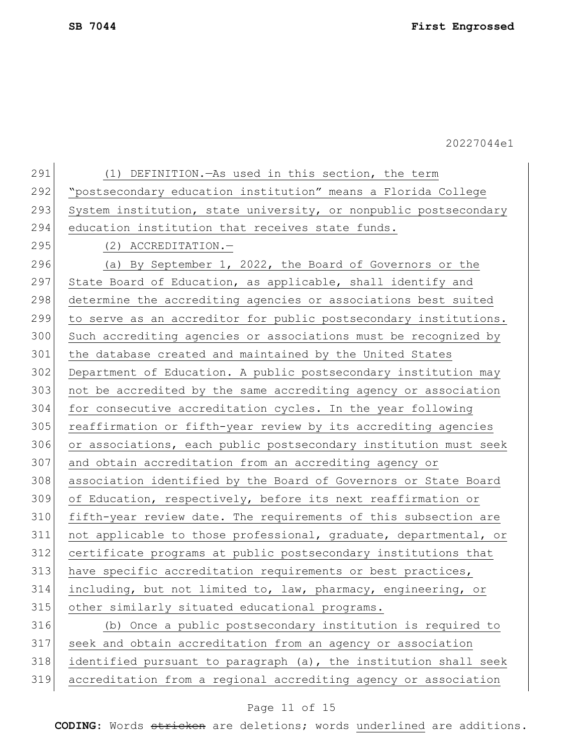(1) DEFINITION.—As used in this section, the term "postsecondary education institution" means a Florida College System institution, state university, or nonpublic postsecondary education institution that receives state funds.

(2) ACCREDITATION.—

(a) By September 1, 2022, the Board of Governors or the State Board of Education, as applicable, shall identify and determine the accrediting agencies or associations best suited to serve as an accreditor for public postsecondary institutions. Such accrediting agencies or associations must be recognized by the database created and maintained by the United States Department of Education. A public postsecondary institution may not be accredited by the same accrediting agency or association for consecutive accreditation cycles. In the year following reaffirmation or fifth-year review by its accrediting agencies or associations, each public postsecondary institution must seek and obtain accreditation from an accrediting agency or association identified by the Board of Governors or State Board of Education, respectively, before its next reaffirmation or fifth-year review date. The requirements of this subsection are not applicable to those professional, graduate, departmental, or certificate programs at public postsecondary institutions that have specific accreditation requirements or best practices, including, but not limited to, law, pharmacy, engineering, or other similarly situated educational programs.

(b) Once a public postsecondary institution is required to seek and obtain accreditation from an agency or association identified pursuant to paragraph (a), the institution shall seek accreditation from a regional accrediting agency or association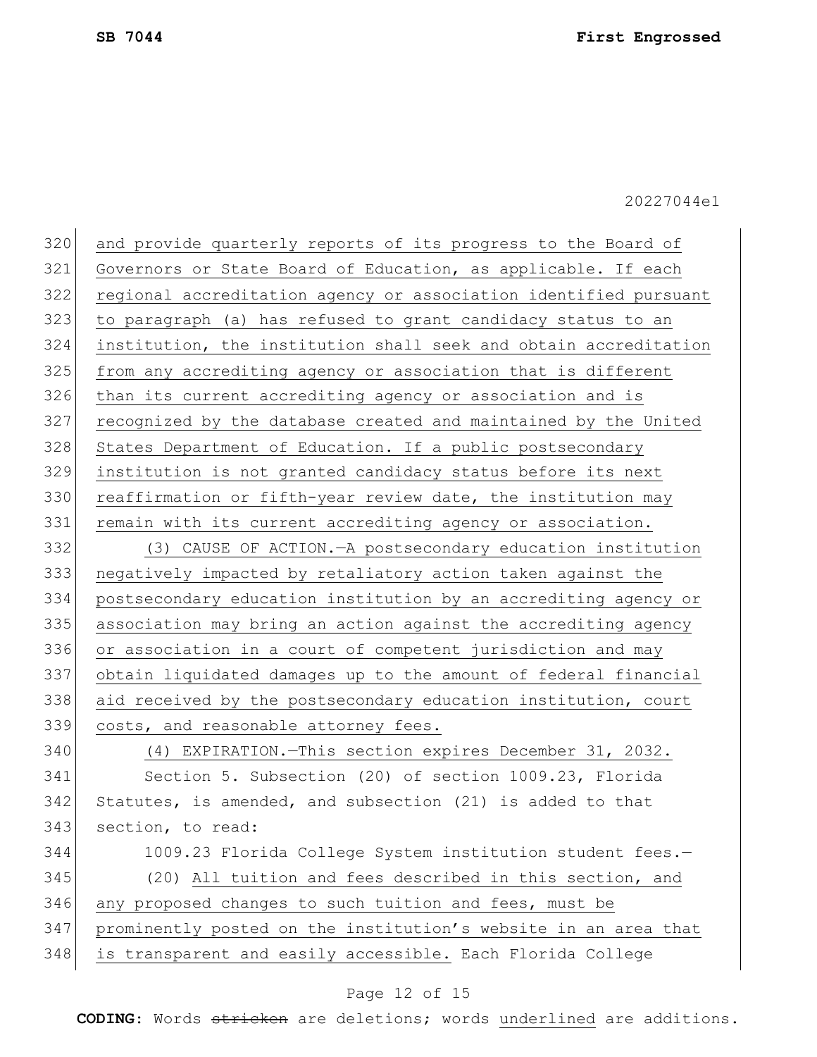and provide quarterly reports of its progress to the Board of Governors or State Board of Education, as applicable. If each regional accreditation agency or association identified pursuant to paragraph (a) has refused to grant candidacy status to an institution, the institution shall seek and obtain accreditation from any accrediting agency or association that is different than its current accrediting agency or association and is recognized by the database created and maintained by the United States Department of Education. If a public postsecondary institution is not granted candidacy status before its next reaffirmation or fifth-year review date, the institution may remain with its current accrediting agency or association.

(3) CAUSE OF ACTION.—A postsecondary education institution negatively impacted by retaliatory action taken against the postsecondary education institution by an accrediting agency or association may bring an action against the accrediting agency or association in a court of competent jurisdiction and may obtain liquidated damages up to the amount of federal financial aid received by the postsecondary education institution, court costs, and reasonable attorney fees.

(4) EXPIRATION.—This section expires December 31, 2032.

Section 5. Subsection (20) of section 1009.23, Florida Statutes, is amended, and subsection (21) is added to that section, to read:

1009.23 Florida College System institution student fees.—

(20) All tuition and fees described in this section, and any proposed changes to such tuition and fees, must be prominently posted on the institution's website in an area that is transparent and easily accessible. Each Florida College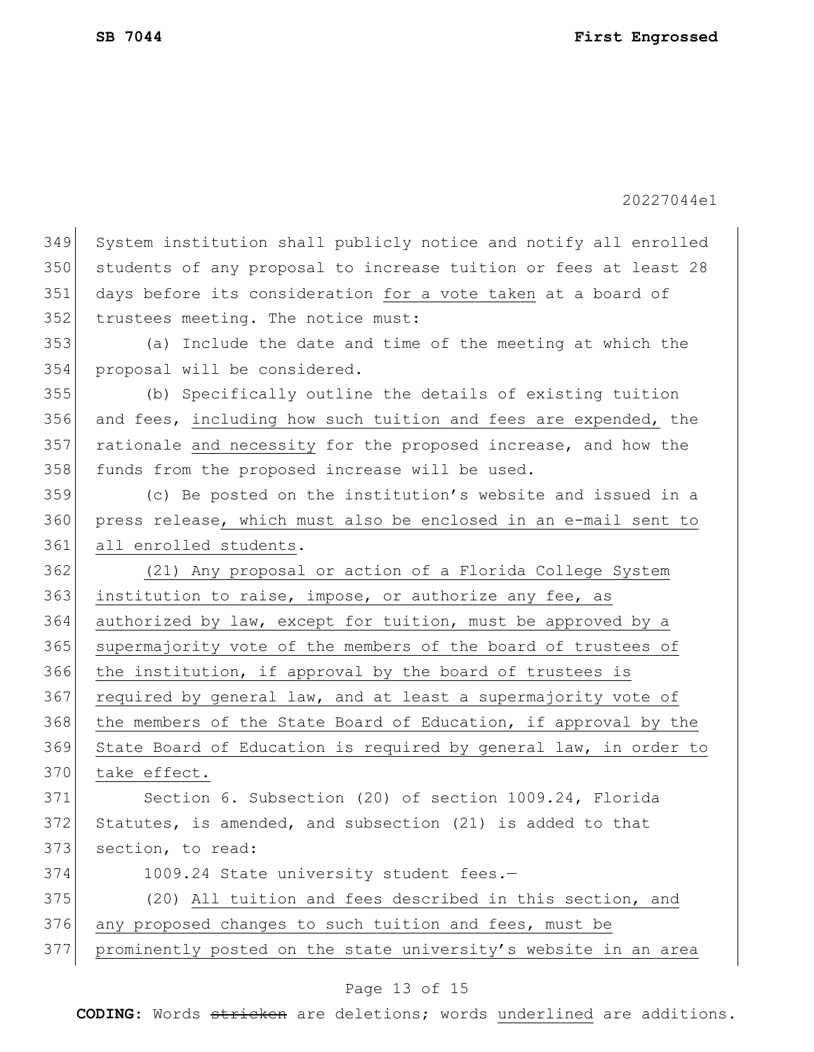System institution shall publicly notice and notify all enrolled students of any proposal to increase tuition or fees at least 28 days before its consideration <u>for a vote taken</u> at a board of trustees meeting. The notice must:

(a) Include the date and time of the meeting at which the proposal will be considered.

(b) Specifically outline the details of existing tuition and fees, <u>including how such tuition and fees are expended,</u> the rationale <u>and necessity</u> for the proposed increase, and how the funds from the proposed increase will be used.

(c) Be posted on the institution's website and issued in a press release<u>, which must also be enclosed in an e-mail sent to all enrolled students</u>.

<u>(21) Any proposal or action of a Florida College System institution to raise, impose, or authorize any fee, as authorized by law, except for tuition, must be approved by a supermajority vote of the members of the board of trustees of the institution, if approval by the board of trustees is required by general law, and at least a supermajority vote of the members of the State Board of Education, if approval by the State Board of Education is required by general law, in order to take effect.</u>

Section 6. Subsection (20) of section 1009.24, Florida Statutes, is amended, and subsection (21) is added to that section, to read:

1009.24 State university student fees.—

(20) <u>All tuition and fees described in this section, and any proposed changes to such tuition and fees, must be prominently posted on the state university's website in an area</u>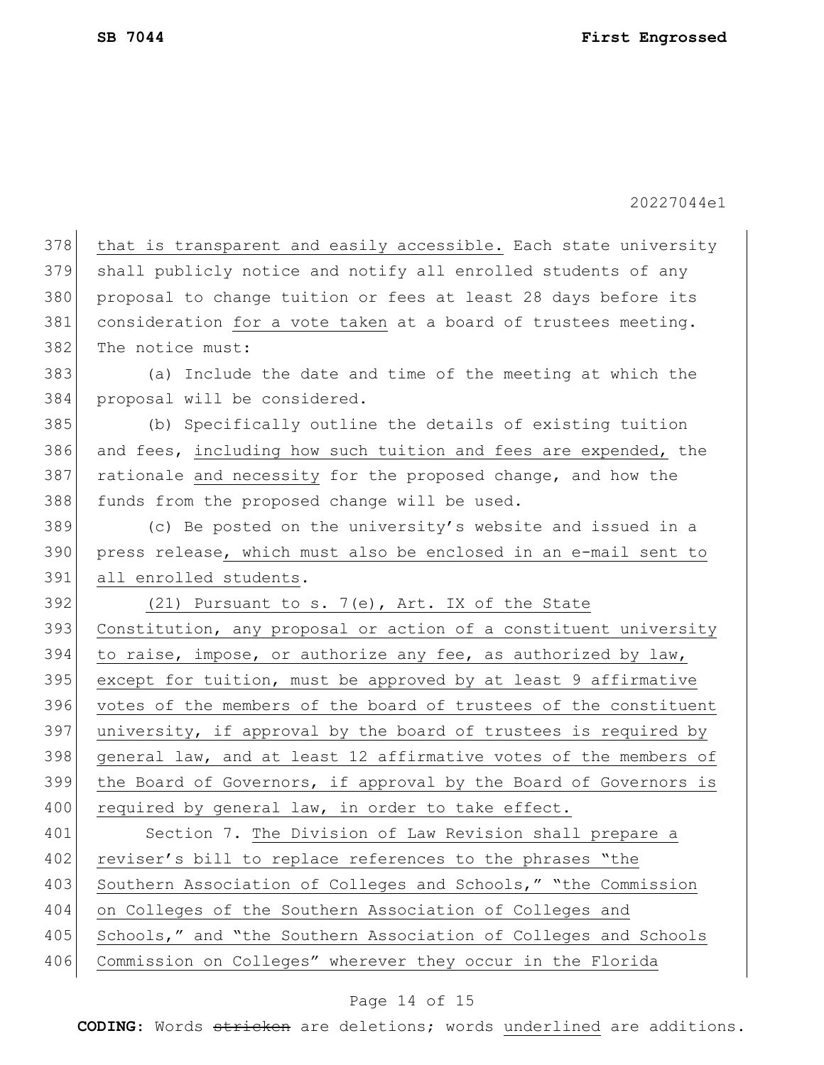that is transparent and easily accessible. Each state university shall publicly notice and notify all enrolled students of any proposal to change tuition or fees at least 28 days before its consideration <u>for a vote taken</u> at a board of trustees meeting. The notice must:

(a) Include the date and time of the meeting at which the proposal will be considered.

(b) Specifically outline the details of existing tuition and fees, <u>including how such tuition and fees are expended,</u> the rationale <u>and necessity</u> for the proposed change, and how the funds from the proposed change will be used.

(c) Be posted on the university's website and issued in a press release<u>, which must also be enclosed in an e-mail sent to all enrolled students</u>.

<u>(21) Pursuant to s. 7(e), Art. IX of the State Constitution, any proposal or action of a constituent university to raise, impose, or authorize any fee, as authorized by law, except for tuition, must be approved by at least 9 affirmative votes of the members of the board of trustees of the constituent university, if approval by the board of trustees is required by general law, and at least 12 affirmative votes of the members of the Board of Governors, if approval by the Board of Governors is required by general law, in order to take effect.</u>

Section 7. <u>The Division of Law Revision shall prepare a reviser's bill to replace references to the phrases "the Southern Association of Colleges and Schools," "the Commission on Colleges of the Southern Association of Colleges and Schools," and "the Southern Association of Colleges and Schools Commission on Colleges" wherever they occur in the Florida</u>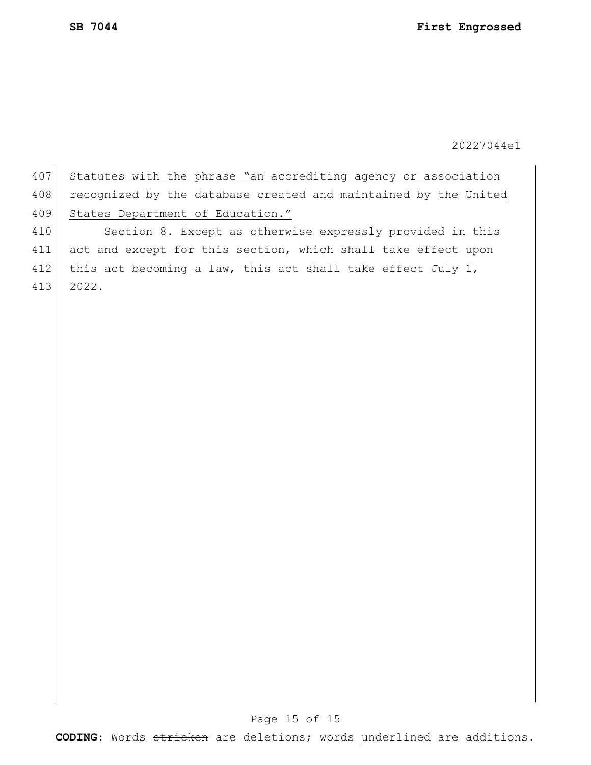Statutes with the phrase "an accrediting agency or association recognized by the database created and maintained by the United States Department of Education."

Section 8. Except as otherwise expressly provided in this act and except for this section, which shall take effect upon this act becoming a law, this act shall take effect July 1, 2022.